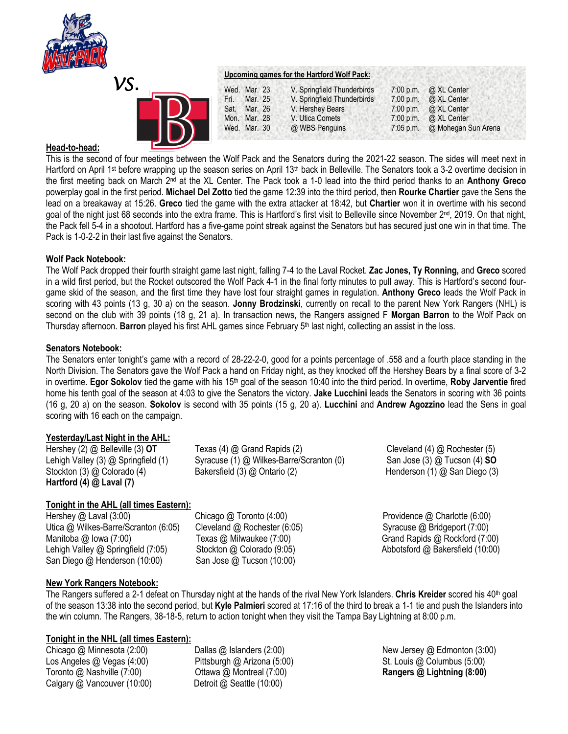*vs.*

**Upcoming games for the Hartford Wolf Pack:**

| | | | | |
|---|---|---|---|---|
| Wed. | Mar. 23 | V. Springfield Thunderbirds | 7:00 p.m. | @ XL Center |
| Fri. | Mar. 25 | V. Springfield Thunderbirds | 7:00 p.m. | @ XL Center |
| Sat. | Mar. 26 | V. Hershey Bears | 7:00 p.m. | @ XL Center |
| Mon. | Mar. 28 | V. Utica Comets | 7:00 p.m. | @ XL Center |
| Wed. | Mar. 30 | @ WBS Penguins | 7:05 p.m. | @ Mohegan Sun Arena |

## Head-to-head:

This is the second of four meetings between the Wolf Pack and the Senators during the 2021-22 season. The sides will meet next in Hartford on April 1st before wrapping up the season series on April 13th back in Belleville. The Senators took a 3-2 overtime decision in the first meeting back on March 2nd at the XL Center. The Pack took a 1-0 lead into the third period thanks to an **Anthony Greco** powerplay goal in the first period. **Michael Del Zotto** tied the game 12:39 into the third period, then **Rourke Chartier** gave the Sens the lead on a breakaway at 15:26. **Greco** tied the game with the extra attacker at 18:42, but **Chartier** won it in overtime with his second goal of the night just 68 seconds into the extra frame. This is Hartford's first visit to Belleville since November 2nd, 2019. On that night, the Pack fell 5-4 in a shootout. Hartford has a five-game point streak against the Senators but has secured just one win in that time. The Pack is 1-0-2-2 in their last five against the Senators.

## Wolf Pack Notebook:

The Wolf Pack dropped their fourth straight game last night, falling 7-4 to the Laval Rocket. **Zac Jones, Ty Ronning,** and **Greco** scored in a wild first period, but the Rocket outscored the Wolf Pack 4-1 in the final forty minutes to pull away. This is Hartford's second four-game skid of the season, and the first time they have lost four straight games in regulation. **Anthony Greco** leads the Wolf Pack in scoring with 43 points (13 g, 30 a) on the season. **Jonny Brodzinski**, currently on recall to the parent New York Rangers (NHL) is second on the club with 39 points (18 g, 21 a). In transaction news, the Rangers assigned F **Morgan Barron** to the Wolf Pack on Thursday afternoon. **Barron** played his first AHL games since February 5th last night, collecting an assist in the loss.

## Senators Notebook:

The Senators enter tonight's game with a record of 28-22-2-0, good for a points percentage of .558 and a fourth place standing in the North Division. The Senators gave the Wolf Pack a hand on Friday night, as they knocked off the Hershey Bears by a final score of 3-2 in overtime. **Egor Sokolov** tied the game with his 15th goal of the season 10:40 into the third period. In overtime, **Roby Jarventie** fired home his tenth goal of the season at 4:03 to give the Senators the victory. **Jake Lucchini** leads the Senators in scoring with 36 points (16 g, 20 a) on the season. **Sokolov** is second with 35 points (15 g, 20 a). **Lucchini** and **Andrew Agozzino** lead the Sens in goal scoring with 16 each on the campaign.

## Yesterday/Last Night in the AHL:

Hershey (2) @ Belleville (3) **OT**
Lehigh Valley (3) @ Springfield (1)
Stockton (3) @ Colorado (4)
**Hartford (4) @ Laval (7)**
Texas (4) @ Grand Rapids (2)
Syracuse (1) @ Wilkes-Barre/Scranton (0)
Bakersfield (3) @ Ontario (2)
Cleveland (4) @ Rochester (5)
San Jose (3) @ Tucson (4) **SO**
Henderson (1) @ San Diego (3)

## Tonight in the AHL (all times Eastern):

Hershey @ Laval (3:00)
Utica @ Wilkes-Barre/Scranton (6:05)
Manitoba @ Iowa (7:00)
Lehigh Valley @ Springfield (7:05)
San Diego @ Henderson (10:00)
Chicago @ Toronto (4:00)
Cleveland @ Rochester (6:05)
Texas @ Milwaukee (7:00)
Stockton @ Colorado (9:05)
San Jose @ Tucson (10:00)
Providence @ Charlotte (6:00)
Syracuse @ Bridgeport (7:00)
Grand Rapids @ Rockford (7:00)
Abbotsford @ Bakersfield (10:00)

## New York Rangers Notebook:

The Rangers suffered a 2-1 defeat on Thursday night at the hands of the rival New York Islanders. **Chris Kreider** scored his 40th goal of the season 13:38 into the second period, but **Kyle Palmieri** scored at 17:16 of the third to break a 1-1 tie and push the Islanders into the win column. The Rangers, 38-18-5, return to action tonight when they visit the Tampa Bay Lightning at 8:00 p.m.

## Tonight in the NHL (all times Eastern):

Chicago @ Minnesota (2:00)
Los Angeles @ Vegas (4:00)
Toronto @ Nashville (7:00)
Calgary @ Vancouver (10:00)
Dallas @ Islanders (2:00)
Pittsburgh @ Arizona (5:00)
Ottawa @ Montreal (7:00)
Detroit @ Seattle (10:00)
New Jersey @ Edmonton (3:00)
St. Louis @ Columbus (5:00)
**Rangers @ Lightning (8:00)**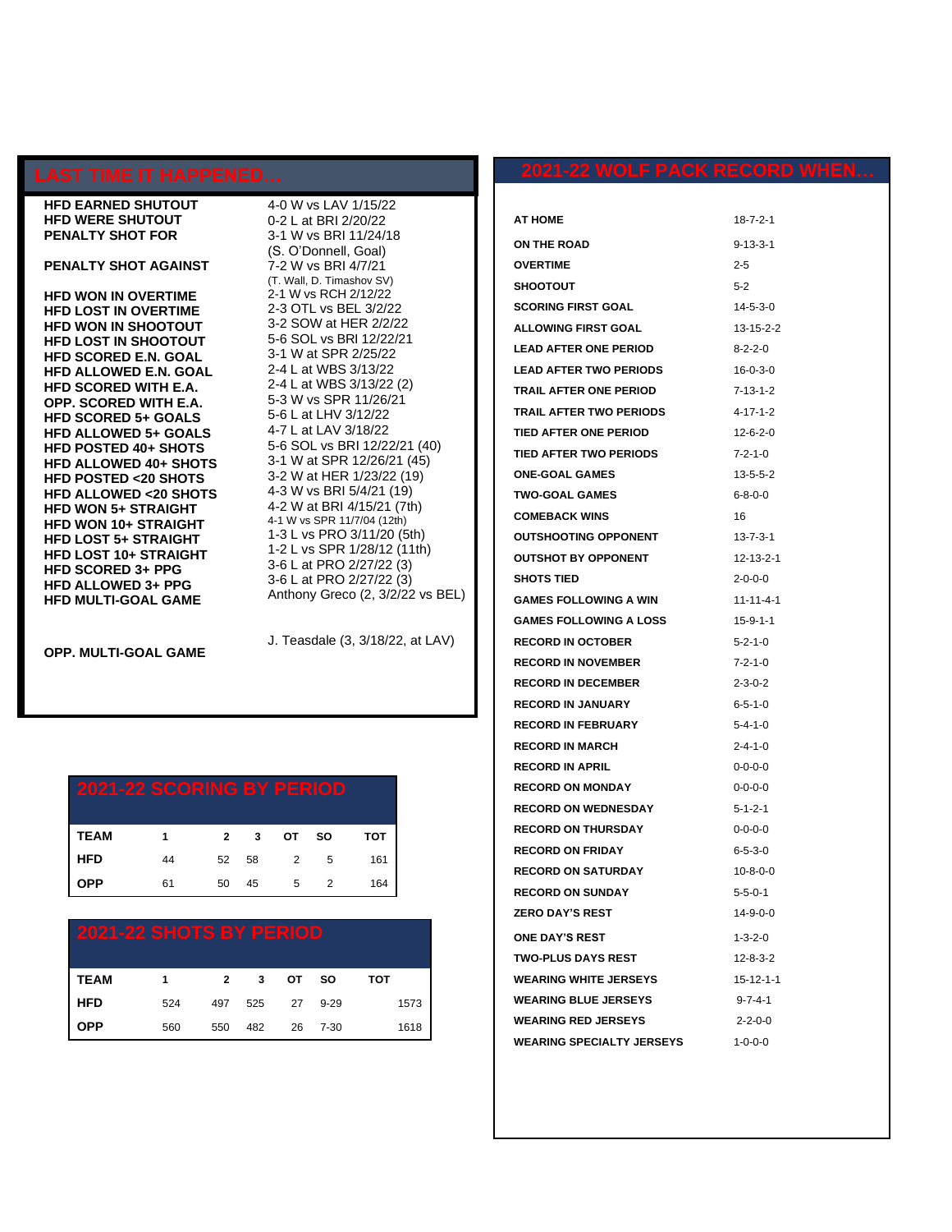## LAST TIME IT HAPPENED…

| | |
|---|---|
| **HFD EARNED SHUTOUT** | 4-0 W vs LAV 1/15/22 |
| **HFD WERE SHUTOUT** | 0-2 L at BRI 2/20/22 |
| **PENALTY SHOT FOR** | 3-1 W vs BRI 11/24/18 (S. O'Donnell, Goal) |
| **PENALTY SHOT AGAINST** | 7-2 W vs BRI 4/7/21 (T. Wall, D. Timashov SV) |
| **HFD WON IN OVERTIME** | 2-1 W vs RCH 2/12/22 |
| **HFD LOST IN OVERTIME** | 2-3 OTL vs BEL 3/2/22 |
| **HFD WON IN SHOOTOUT** | 3-2 SOW at HER 2/2/22 |
| **HFD LOST IN SHOOTOUT** | 5-6 SOL vs BRI 12/22/21 |
| **HFD SCORED E.N. GOAL** | 3-1 W at SPR 2/25/22 |
| **HFD ALLOWED E.N. GOAL** | 2-4 L at WBS 3/13/22 |
| **HFD SCORED WITH E.A.** | 2-4 L at WBS 3/13/22 (2) |
| **OPP. SCORED WITH E.A.** | 5-3 W vs SPR 11/26/21 |
| **HFD SCORED 5+ GOALS** | 5-6 L at LHV 3/12/22 |
| **HFD ALLOWED 5+ GOALS** | 4-7 L at LAV 3/18/22 |
| **HFD POSTED 40+ SHOTS** | 5-6 SOL vs BRI 12/22/21 (40) |
| **HFD ALLOWED 40+ SHOTS** | 3-1 W at SPR 12/26/21 (45) |
| **HFD POSTED <20 SHOTS** | 3-2 W at HER 1/23/22 (19) |
| **HFD ALLOWED <20 SHOTS** | 4-3 W vs BRI 5/4/21 (19) |
| **HFD WON 5+ STRAIGHT** | 4-2 W at BRI 4/15/21 (7th) |
| **HFD WON 10+ STRAIGHT** | 4-1 W vs SPR 11/7/04 (12th) |
| **HFD LOST 5+ STRAIGHT** | 1-3 L vs PRO 3/11/20 (5th) |
| **HFD LOST 10+ STRAIGHT** | 1-2 L vs SPR 1/28/12 (11th) |
| **HFD SCORED 3+ PPG** | 3-6 L at PRO 2/27/22 (3) |
| **HFD ALLOWED 3+ PPG** | 3-6 L at PRO 2/27/22 (3) |
| **HFD MULTI-GOAL GAME** | Anthony Greco (2, 3/2/22 vs BEL) |
| **OPP. MULTI-GOAL GAME** | J. Teasdale (3, 3/18/22, at LAV) |

## 2021-22 SCORING BY PERIOD

| TEAM | 1 | 2 | 3 | OT | SO | TOT |
|---|---|---|---|---|---|---|
| HFD | 44 | 52 | 58 | 2 | 5 | 161 |
| OPP | 61 | 50 | 45 | 5 | 2 | 164 |

## 2021-22 SHOTS BY PERIOD

| TEAM | 1 | 2 | 3 | OT | SO | TOT |
|---|---|---|---|---|---|---|
| HFD | 524 | 497 | 525 | 27 | 9-29 | 1573 |
| OPP | 560 | 550 | 482 | 26 | 7-30 | 1618 |

## 2021-22 WOLF PACK RECORD WHEN…

| | |
|---|---|
| **AT HOME** | 18-7-2-1 |
| **ON THE ROAD** | 9-13-3-1 |
| **OVERTIME** | 2-5 |
| **SHOOTOUT** | 5-2 |
| **SCORING FIRST GOAL** | 14-5-3-0 |
| **ALLOWING FIRST GOAL** | 13-15-2-2 |
| **LEAD AFTER ONE PERIOD** | 8-2-2-0 |
| **LEAD AFTER TWO PERIODS** | 16-0-3-0 |
| **TRAIL AFTER ONE PERIOD** | 7-13-1-2 |
| **TRAIL AFTER TWO PERIODS** | 4-17-1-2 |
| **TIED AFTER ONE PERIOD** | 12-6-2-0 |
| **TIED AFTER TWO PERIODS** | 7-2-1-0 |
| **ONE-GOAL GAMES** | 13-5-5-2 |
| **TWO-GOAL GAMES** | 6-8-0-0 |
| **COMEBACK WINS** | 16 |
| **OUTSHOOTING OPPONENT** | 13-7-3-1 |
| **OUTSHOT BY OPPONENT** | 12-13-2-1 |
| **SHOTS TIED** | 2-0-0-0 |
| **GAMES FOLLOWING A WIN** | 11-11-4-1 |
| **GAMES FOLLOWING A LOSS** | 15-9-1-1 |
| **RECORD IN OCTOBER** | 5-2-1-0 |
| **RECORD IN NOVEMBER** | 7-2-1-0 |
| **RECORD IN DECEMBER** | 2-3-0-2 |
| **RECORD IN JANUARY** | 6-5-1-0 |
| **RECORD IN FEBRUARY** | 5-4-1-0 |
| **RECORD IN MARCH** | 2-4-1-0 |
| **RECORD IN APRIL** | 0-0-0-0 |
| **RECORD ON MONDAY** | 0-0-0-0 |
| **RECORD ON WEDNESDAY** | 5-1-2-1 |
| **RECORD ON THURSDAY** | 0-0-0-0 |
| **RECORD ON FRIDAY** | 6-5-3-0 |
| **RECORD ON SATURDAY** | 10-8-0-0 |
| **RECORD ON SUNDAY** | 5-5-0-1 |
| **ZERO DAY'S REST** | 14-9-0-0 |
| **ONE DAY'S REST** | 1-3-2-0 |
| **TWO-PLUS DAYS REST** | 12-8-3-2 |
| **WEARING WHITE JERSEYS** | 15-12-1-1 |
| **WEARING BLUE JERSEYS** | 9-7-4-1 |
| **WEARING RED JERSEYS** | 2-2-0-0 |
| **WEARING SPECIALTY JERSEYS** | 1-0-0-0 |